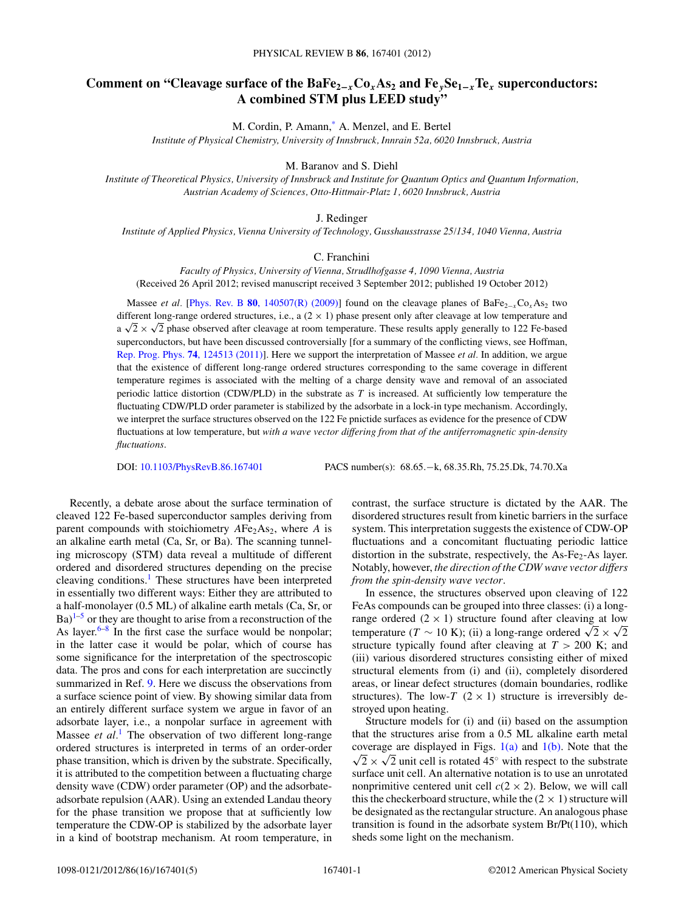# Comment on "Cleavage surface of the $BaFe_{2-x}Co_xAs_2$ and $Fe_ySe_{1-x}Te_x$ superconductors: A combined STM plus LEED study"

M. Cordin, P. Amann,[*] A. Menzel, and E. Bertel

*Institute of Physical Chemistry, University of Innsbruck, Innrain 52a, 6020 Innsbruck, Austria*

M. Baranov and S. Diehl

*Institute of Theoretical Physics, University of Innsbruck and Institute for Quantum Optics and Quantum Information, Austrian Academy of Sciences, Otto-Hittmair-Platz 1, 6020 Innsbruck, Austria*

J. Redinger

*Institute of Applied Physics, Vienna University of Technology, Gusshausstrasse 25/134, 1040 Vienna, Austria*

C. Franchini

*Faculty of Physics, University of Vienna, Strudlhofgasse 4, 1090 Vienna, Austria*

(Received 26 April 2012; revised manuscript received 3 September 2012; published 19 October 2012)

Massee *et al.* [Phys. Rev. B **80**, 140507(R) (2009)] found on the cleavage planes of $BaFe_{2-x}Co_xAs_2$ two different long-range ordered structures, i.e., a $(2 \times 1)$ phase present only after cleavage at low temperature and a $\sqrt{2} \times \sqrt{2}$ phase observed after cleavage at room temperature. These results apply generally to 122 Fe-based superconductors, but have been discussed controversially [for a summary of the conflicting views, see Hoffman, Rep. Prog. Phys. **74**, 124513 (2011)]. Here we support the interpretation of Massee *et al.* In addition, we argue that the existence of different long-range ordered structures corresponding to the same coverage in different temperature regimes is associated with the melting of a charge density wave and removal of an associated periodic lattice distortion (CDW/PLD) in the substrate as $T$ is increased. At sufficiently low temperature the fluctuating CDW/PLD order parameter is stabilized by the adsorbate in a lock-in type mechanism. Accordingly, we interpret the surface structures observed on the 122 Fe pnictide surfaces as evidence for the presence of CDW fluctuations at low temperature, but *with a wave vector differing from that of the antiferromagnetic spin-density fluctuations*.

DOI: 10.1103/PhysRevB.86.167401 PACS number(s): 68.65.−k, 68.35.Rh, 75.25.Dk, 74.70.Xa

Recently, a debate arose about the surface termination of cleaved 122 Fe-based superconductor samples deriving from parent compounds with stoichiometry $AFe_2As_2$, where $A$ is an alkaline earth metal (Ca, Sr, or Ba). The scanning tunneling microscopy (STM) data reveal a multitude of different ordered and disordered structures depending on the precise cleaving conditions.[1] These structures have been interpreted in essentially two different ways: Either they are attributed to a half-monolayer (0.5 ML) of alkaline earth metals (Ca, Sr, or Ba)[1–5] or they are thought to arise from a reconstruction of the As layer.[6–8] In the first case the surface would be nonpolar; in the latter case it would be polar, which of course has some significance for the interpretation of the spectroscopic data. The pros and cons for each interpretation are succinctly summarized in Ref. 9. Here we discuss the observations from a surface science point of view. By showing similar data from an entirely different surface system we argue in favor of an adsorbate layer, i.e., a nonpolar surface in agreement with Massee *et al.*[1] The observation of two different long-range ordered structures is interpreted in terms of an order-order phase transition, which is driven by the substrate. Specifically, it is attributed to the competition between a fluctuating charge density wave (CDW) order parameter (OP) and the adsorbate-adsorbate repulsion (AAR). Using an extended Landau theory for the phase transition we propose that at sufficiently low temperature the CDW-OP is stabilized by the adsorbate layer in a kind of bootstrap mechanism. At room temperature, in contrast, the surface structure is dictated by the AAR. The disordered structures result from kinetic barriers in the surface system. This interpretation suggests the existence of CDW-OP fluctuations and a concomitant fluctuating periodic lattice distortion in the substrate, respectively, the As-$Fe_2$-As layer. Notably, however, *the direction of the CDW wave vector differs from the spin-density wave vector*.

In essence, the structures observed upon cleaving of 122 FeAs compounds can be grouped into three classes: (i) a long-range ordered $(2 \times 1)$ structure found after cleaving at low temperature ($T \sim 10$ K); (ii) a long-range ordered $\sqrt{2} \times \sqrt{2}$ structure typically found after cleaving at $T > 200$ K; and (iii) various disordered structures consisting either of mixed structural elements from (i) and (ii), completely disordered areas, or linear defect structures (domain boundaries, rodlike structures). The low-$T$ $(2 \times 1)$ structure is irreversibly destroyed upon heating.

Structure models for (i) and (ii) based on the assumption that the structures arise from a 0.5 ML alkaline earth metal coverage are displayed in Figs. 1(a) and 1(b). Note that the $\sqrt{2} \times \sqrt{2}$ unit cell is rotated 45° with respect to the substrate surface unit cell. An alternative notation is to use an unrotated nonprimitive centered unit cell $c(2 \times 2)$. Below, we will call this the checkerboard structure, while the $(2 \times 1)$ structure will be designated as the rectangular structure. An analogous phase transition is found in the adsorbate system Br/Pt(110), which sheds some light on the mechanism.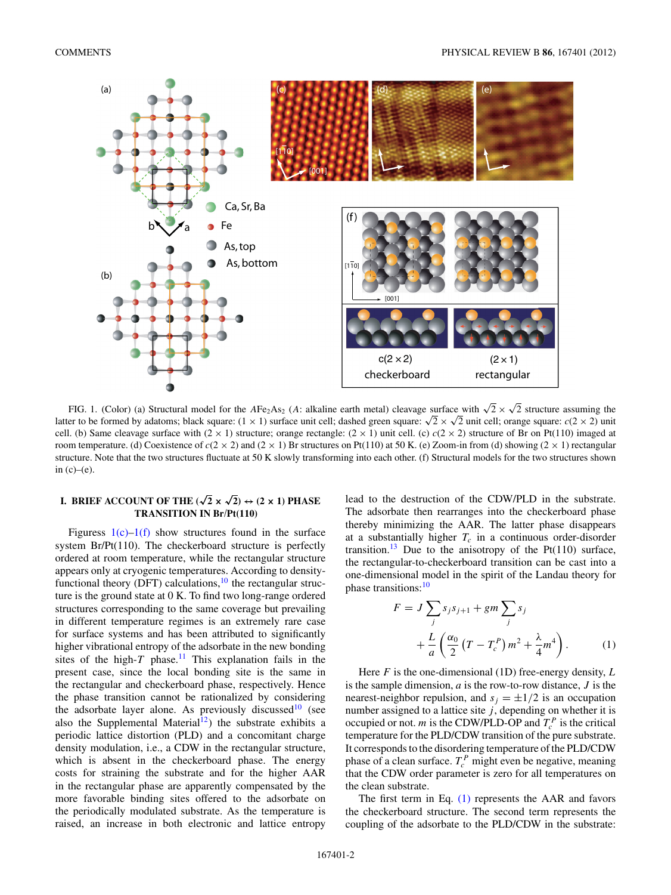(a)

b a

Ca, Sr, Ba

Fe

As, top

As, bottom

(b)

(c) [1$\bar{1}$0] [001]

(d)

(e)

(f) [1$\bar{1}$0] [001]

c(2 × 2) checkerboard

(2 × 1) rectangular

FIG. 1. (Color) (a) Structural model for the $AFe_2As_2$ ($A$: alkaline earth metal) cleavage surface with $\sqrt{2} \times \sqrt{2}$ structure assuming the latter to be formed by adatoms; black square: (1 × 1) surface unit cell; dashed green square: $\sqrt{2} \times \sqrt{2}$ unit cell; orange square: $c(2 \times 2)$ unit cell. (b) Same cleavage surface with (2 × 1) structure; orange rectangle: (2 × 1) unit cell. (c) $c(2 \times 2)$ structure of Br on Pt(110) imaged at room temperature. (d) Coexistence of $c(2 \times 2)$ and (2 × 1) Br structures on Pt(110) at 50 K. (e) Zoom-in from (d) showing (2 × 1) rectangular structure. Note that the two structures fluctuate at 50 K slowly transforming into each other. (f) Structural models for the two structures shown in (c)–(e).

## I. BRIEF ACCOUNT OF THE ($\sqrt{2} \times \sqrt{2}$) ↔ (2 × 1) PHASE TRANSITION IN Br/Pt(110)

Figuress 1(c)–1(f) show structures found in the surface system Br/Pt(110). The checkerboard structure is perfectly ordered at room temperature, while the rectangular structure appears only at cryogenic temperatures. According to density-functional theory (DFT) calculations,[10] the rectangular structure is the ground state at 0 K. To find two long-range ordered structures corresponding to the same coverage but prevailing in different temperature regimes is an extremely rare case for surface systems and has been attributed to significantly higher vibrational entropy of the adsorbate in the new bonding sites of the high-$T$ phase.[11] This explanation fails in the present case, since the local bonding site is the same in the rectangular and checkerboard phase, respectively. Hence the phase transition cannot be rationalized by considering the adsorbate layer alone. As previously discussed[10] (see also the Supplemental Material[12]) the substrate exhibits a periodic lattice distortion (PLD) and a concomitant charge density modulation, i.e., a CDW in the rectangular structure, which is absent in the checkerboard phase. The energy costs for straining the substrate and for the higher AAR in the rectangular phase are apparently compensated by the more favorable binding sites offered to the adsorbate on the periodically modulated substrate. As the temperature is raised, an increase in both electronic and lattice entropy lead to the destruction of the CDW/PLD in the substrate. The adsorbate then rearranges into the checkerboard phase thereby minimizing the AAR. The latter phase disappears at a substantially higher $T_c$ in a continuous order-disorder transition.[13] Due to the anisotropy of the Pt(110) surface, the rectangular-to-checkerboard transition can be cast into a one-dimensional model in the spirit of the Landau theory for phase transitions:[10]

$$F = J\sum_j s_j s_{j+1} + gm\sum_j s_j + \frac{L}{a}\left(\frac{\alpha_0}{2}\left(T - T_c^P\right)m^2 + \frac{\lambda}{4}m^4\right). \qquad (1)$$

Here $F$ is the one-dimensional (1D) free-energy density, $L$ is the sample dimension, $a$ is the row-to-row distance, $J$ is the nearest-neighbor repulsion, and $s_j = \pm 1/2$ is an occupation number assigned to a lattice site $j$, depending on whether it is occupied or not. $m$ is the CDW/PLD-OP and $T_c^P$ is the critical temperature for the PLD/CDW transition of the pure substrate. It corresponds to the disordering temperature of the PLD/CDW phase of a clean surface. $T_c^P$ might even be negative, meaning that the CDW order parameter is zero for all temperatures on the clean substrate.

The first term in Eq. (1) represents the AAR and favors the checkerboard structure. The second term represents the coupling of the adsorbate to the PLD/CDW in the substrate: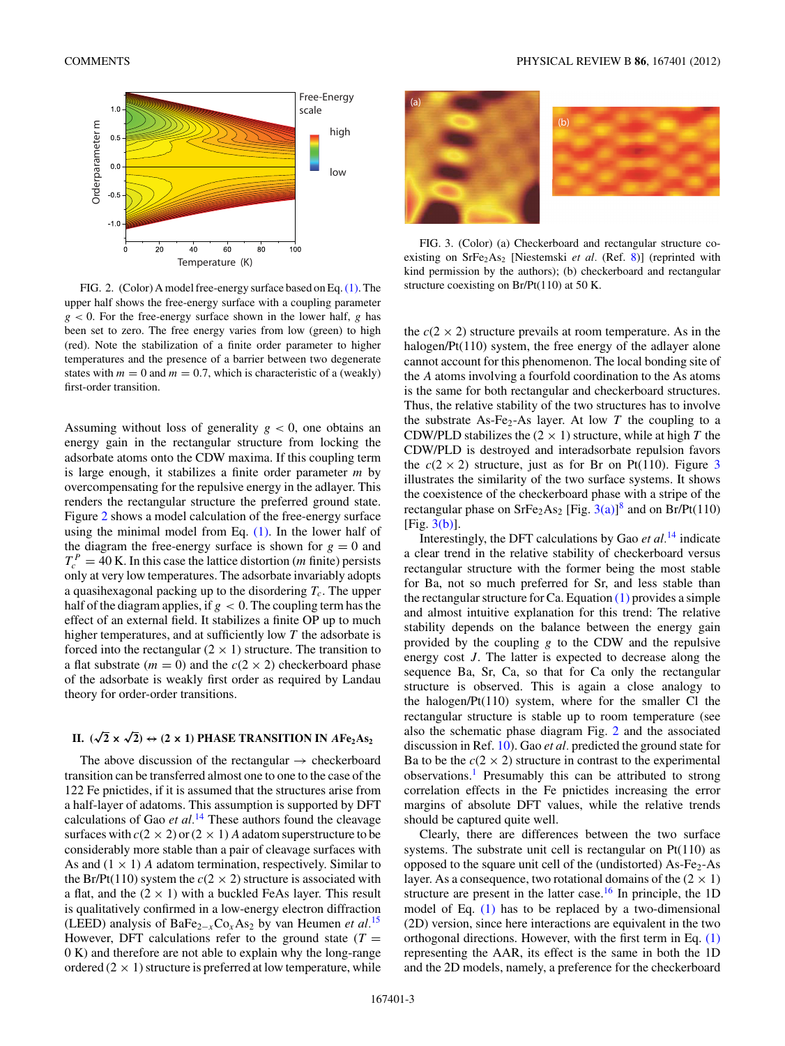Free-Energy scale

high

low

Orderparameter m

1.0

0.5

0.0

-0.5

-1.0

0

20

40

60

80

100

Temperature (K)

FIG. 2. (Color) A model free-energy surface based on Eq. (1). The upper half shows the free-energy surface with a coupling parameter $g < 0$. For the free-energy surface shown in the lower half, $g$ has been set to zero. The free energy varies from low (green) to high (red). Note the stabilization of a finite order parameter to higher temperatures and the presence of a barrier between two degenerate states with $m = 0$ and $m = 0.7$, which is characteristic of a (weakly) first-order transition.

Assuming without loss of generality $g < 0$, one obtains an energy gain in the rectangular structure from locking the adsorbate atoms onto the CDW maxima. If this coupling term is large enough, it stabilizes a finite order parameter $m$ by overcompensating for the repulsive energy in the adlayer. This renders the rectangular structure the preferred ground state. Figure 2 shows a model calculation of the free-energy surface using the minimal model from Eq. (1). In the lower half of the diagram the free-energy surface is shown for $g = 0$ and $T_c^P = 40$ K. In this case the lattice distortion ($m$ finite) persists only at very low temperatures. The adsorbate invariably adopts a quasihexagonal packing up to the disordering $T_c$. The upper half of the diagram applies, if $g < 0$. The coupling term has the effect of an external field. It stabilizes a finite OP up to much higher temperatures, and at sufficiently low $T$ the adsorbate is forced into the rectangular $(2 \times 1)$ structure. The transition to a flat substrate ($m = 0$) and the $c(2 \times 2)$ checkerboard phase of the adsorbate is weakly first order as required by Landau theory for order-order transitions.

## II. $(\sqrt{2} \times \sqrt{2}) \leftrightarrow (2 \times 1)$ PHASE TRANSITION IN $A\mathrm{Fe_2As_2}$

The above discussion of the rectangular → checkerboard transition can be transferred almost one to one to the case of the 122 Fe pnictides, if it is assumed that the structures arise from a half-layer of adatoms. This assumption is supported by DFT calculations of Gao *et al.*[14] These authors found the cleavage surfaces with $c(2 \times 2)$ or $(2 \times 1)$ $A$ adatom superstructure to be considerably more stable than a pair of cleavage surfaces with As and $(1 \times 1)$ $A$ adatom termination, respectively. Similar to the Br/Pt(110) system the $c(2 \times 2)$ structure is associated with a flat, and the $(2 \times 1)$ with a buckled FeAs layer. This result is qualitatively confirmed in a low-energy electron diffraction (LEED) analysis of $\mathrm{BaFe_{2-x}Co_xAs_2}$ by van Heumen *et al.*[15] However, DFT calculations refer to the ground state ($T = 0$ K) and therefore are not able to explain why the long-range ordered $(2 \times 1)$ structure is preferred at low temperature, while the $c(2 \times 2)$ structure prevails at room temperature. As in the halogen/Pt(110) system, the free energy of the adlayer alone cannot account for this phenomenon. The local bonding site of the $A$ atoms involving a fourfold coordination to the As atoms is the same for both rectangular and checkerboard structures. Thus, the relative stability of the two structures has to involve the substrate As-$\mathrm{Fe_2}$-As layer. At low $T$ the coupling to a CDW/PLD stabilizes the $(2 \times 1)$ structure, while at high $T$ the CDW/PLD is destroyed and interadsorbate repulsion favors the $c(2 \times 2)$ structure, just as for Br on Pt(110). Figure 3 illustrates the similarity of the two surface systems. It shows the coexistence of the checkerboard phase with a stripe of the rectangular phase on $\mathrm{SrFe_2As_2}$ [Fig. 3(a)][8] and on Br/Pt(110) [Fig. 3(b)].

(a)

(b)

FIG. 3. (Color) (a) Checkerboard and rectangular structure coexisting on $\mathrm{SrFe_2As_2}$ [Niestemski *et al.* (Ref. 8)] (reprinted with kind permission by the authors); (b) checkerboard and rectangular structure coexisting on Br/Pt(110) at 50 K.

Interestingly, the DFT calculations by Gao *et al.*[14] indicate a clear trend in the relative stability of checkerboard versus rectangular structure with the former being the most stable for Ba, not so much preferred for Sr, and less stable than the rectangular structure for Ca. Equation (1) provides a simple and almost intuitive explanation for this trend: The relative stability depends on the balance between the energy gain provided by the coupling $g$ to the CDW and the repulsive energy cost $J$. The latter is expected to decrease along the sequence Ba, Sr, Ca, so that for Ca only the rectangular structure is observed. This is again a close analogy to the halogen/Pt(110) system, where for the smaller Cl the rectangular structure is stable up to room temperature (see also the schematic phase diagram Fig. 2 and the associated discussion in Ref. 10). Gao *et al.* predicted the ground state for Ba to be the $c(2 \times 2)$ structure in contrast to the experimental observations.[1] Presumably this can be attributed to strong correlation effects in the Fe pnictides increasing the error margins of absolute DFT values, while the relative trends should be captured quite well.

Clearly, there are differences between the two surface systems. The substrate unit cell is rectangular on Pt(110) as opposed to the square unit cell of the (undistorted) As-$\mathrm{Fe_2}$-As layer. As a consequence, two rotational domains of the $(2 \times 1)$ structure are present in the latter case.[16] In principle, the 1D model of Eq. (1) has to be replaced by a two-dimensional (2D) version, since here interactions are equivalent in the two orthogonal directions. However, with the first term in Eq. (1) representing the AAR, its effect is the same in both the 1D and the 2D models, namely, a preference for the checkerboard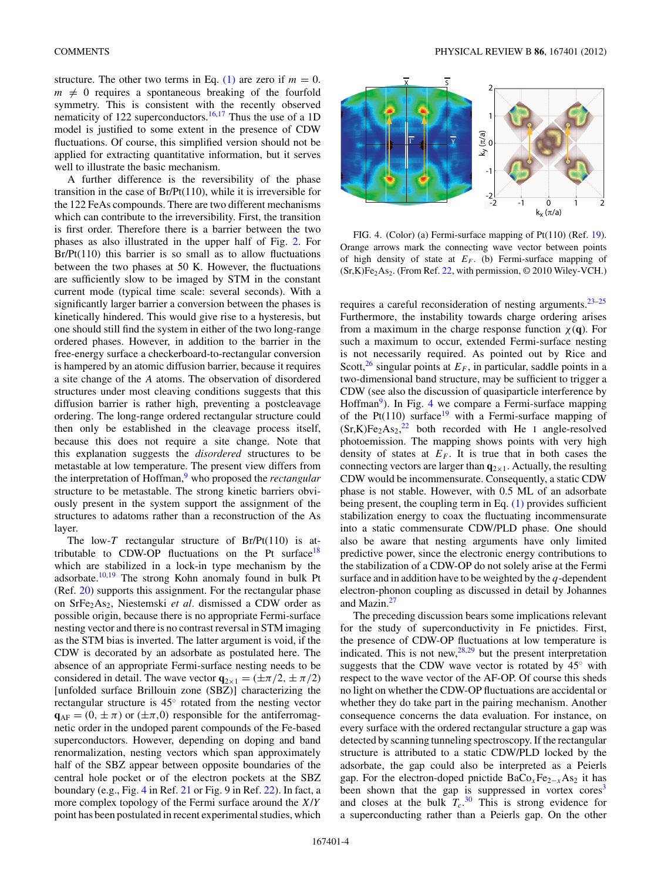structure. The other two terms in Eq. (1) are zero if $m = 0$. $m \neq 0$ requires a spontaneous breaking of the fourfold symmetry. This is consistent with the recently observed nematicity of 122 superconductors.[16,17] Thus the use of a 1D model is justified to some extent in the presence of CDW fluctuations. Of course, this simplified version should not be applied for extracting quantitative information, but it serves well to illustrate the basic mechanism.

A further difference is the reversibility of the phase transition in the case of Br/Pt(110), while it is irreversible for the 122 FeAs compounds. There are two different mechanisms which can contribute to the irreversibility. First, the transition is first order. Therefore there is a barrier between the two phases as also illustrated in the upper half of Fig. 2. For Br/Pt(110) this barrier is so small as to allow fluctuations between the two phases at 50 K. However, the fluctuations are sufficiently slow to be imaged by STM in the constant current mode (typical time scale: several seconds). With a significantly larger barrier a conversion between the phases is kinetically hindered. This would give rise to a hysteresis, but one should still find the system in either of the two long-range ordered phases. However, in addition to the barrier in the free-energy surface a checkerboard-to-rectangular conversion is hampered by an atomic diffusion barrier, because it requires a site change of the $A$ atoms. The observation of disordered structures under most cleaving conditions suggests that this diffusion barrier is rather high, preventing a postcleavage ordering. The long-range ordered rectangular structure could then only be established in the cleavage process itself, because this does not require a site change. Note that this explanation suggests the *disordered* structures to be metastable at low temperature. The present view differs from the interpretation of Hoffman,[9] who proposed the *rectangular* structure to be metastable. The strong kinetic barriers obviously present in the system support the assignment of the structures to adatoms rather than a reconstruction of the As layer.

The low-$T$ rectangular structure of Br/Pt(110) is attributable to CDW-OP fluctuations on the Pt surface[18] which are stabilized in a lock-in type mechanism by the adsorbate.[10,19] The strong Kohn anomaly found in bulk Pt (Ref. 20) supports this assignment. For the rectangular phase on $SrFe_2As_2$, Niestemski *et al.* dismissed a CDW order as possible origin, because there is no appropriate Fermi-surface nesting vector and there is no contrast reversal in STM imaging as the STM bias is inverted. The latter argument is void, if the CDW is decorated by an adsorbate as postulated here. The absence of an appropriate Fermi-surface nesting needs to be considered in detail. The wave vector $\mathbf{q}_{2\times1} = (\pm\pi/2, \pm\pi/2)$ [unfolded surface Brillouin zone (SBZ)] characterizing the rectangular structure is 45° rotated from the nesting vector $\mathbf{q}_{AF} = (0, \pm\pi)$ or $(\pm\pi, 0)$ responsible for the antiferromagnetic order in the undoped parent compounds of the Fe-based superconductors. However, depending on doping and band renormalization, nesting vectors which span approximately half of the SBZ appear between opposite boundaries of the central hole pocket or of the electron pockets at the SBZ boundary (e.g., Fig. 4 in Ref. 21 or Fig. 9 in Ref. 22). In fact, a more complex topology of the Fermi surface around the $X/Y$ point has been postulated in recent experimental studies, which requires a careful reconsideration of nesting arguments.[23–25] Furthermore, the instability towards charge ordering arises from a maximum in the charge response function $\chi(\mathbf{q})$. For such a maximum to occur, extended Fermi-surface nesting is not necessarily required. As pointed out by Rice and Scott,[26] singular points at $E_F$, in particular, saddle points in a two-dimensional band structure, may be sufficient to trigger a CDW (see also the discussion of quasiparticle interference by Hoffman[9]). In Fig. 4 we compare a Fermi-surface mapping of the Pt(110) surface[19] with a Fermi-surface mapping of $(Sr,K)Fe_2As_2$,[22] both recorded with He I angle-resolved photoemission. The mapping shows points with very high density of states at $E_F$. It is true that in both cases the connecting vectors are larger than $\mathbf{q}_{2\times1}$. Actually, the resulting CDW would be incommensurate. Consequently, a static CDW phase is not stable. However, with 0.5 ML of an adsorbate being present, the coupling term in Eq. (1) provides sufficient stabilization energy to coax the fluctuating incommensurate into a static commensurate CDW/PLD phase. One should also be aware that nesting arguments have only limited predictive power, since the electronic energy contributions to the stabilization of a CDW-OP do not solely arise at the Fermi surface and in addition have to be weighted by the $q$-dependent electron-phonon coupling as discussed in detail by Johannes and Mazin.[27]

X̄ S̄ Γ̄ Ȳ

2 1 0 -1 -2
$k_y$ ($\pi$/a)
-2 -1 0 1 2
$k_x$ ($\pi$/a)

FIG. 4. (Color) (a) Fermi-surface mapping of Pt(110) (Ref. 19). Orange arrows mark the connecting wave vector between points of high density of state at $E_F$. (b) Fermi-surface mapping of $(Sr,K)Fe_2As_2$. (From Ref. 22, with permission, © 2010 Wiley-VCH.)

The preceding discussion bears some implications relevant for the study of superconductivity in Fe pnictides. First, the presence of CDW-OP fluctuations at low temperature is indicated. This is not new,[28,29] but the present interpretation suggests that the CDW wave vector is rotated by 45° with respect to the wave vector of the AF-OP. Of course this sheds no light on whether the CDW-OP fluctuations are accidental or whether they do take part in the pairing mechanism. Another consequence concerns the data evaluation. For instance, on every surface with the ordered rectangular structure a gap was detected by scanning tunneling spectroscopy. If the rectangular structure is attributed to a static CDW/PLD locked by the adsorbate, the gap could also be interpreted as a Peierls gap. For the electron-doped pnictide $BaCo_xFe_{2-x}As_2$ it has been shown that the gap is suppressed in vortex cores[3] and closes at the bulk $T_c$.[30] This is strong evidence for a superconducting rather than a Peierls gap. On the other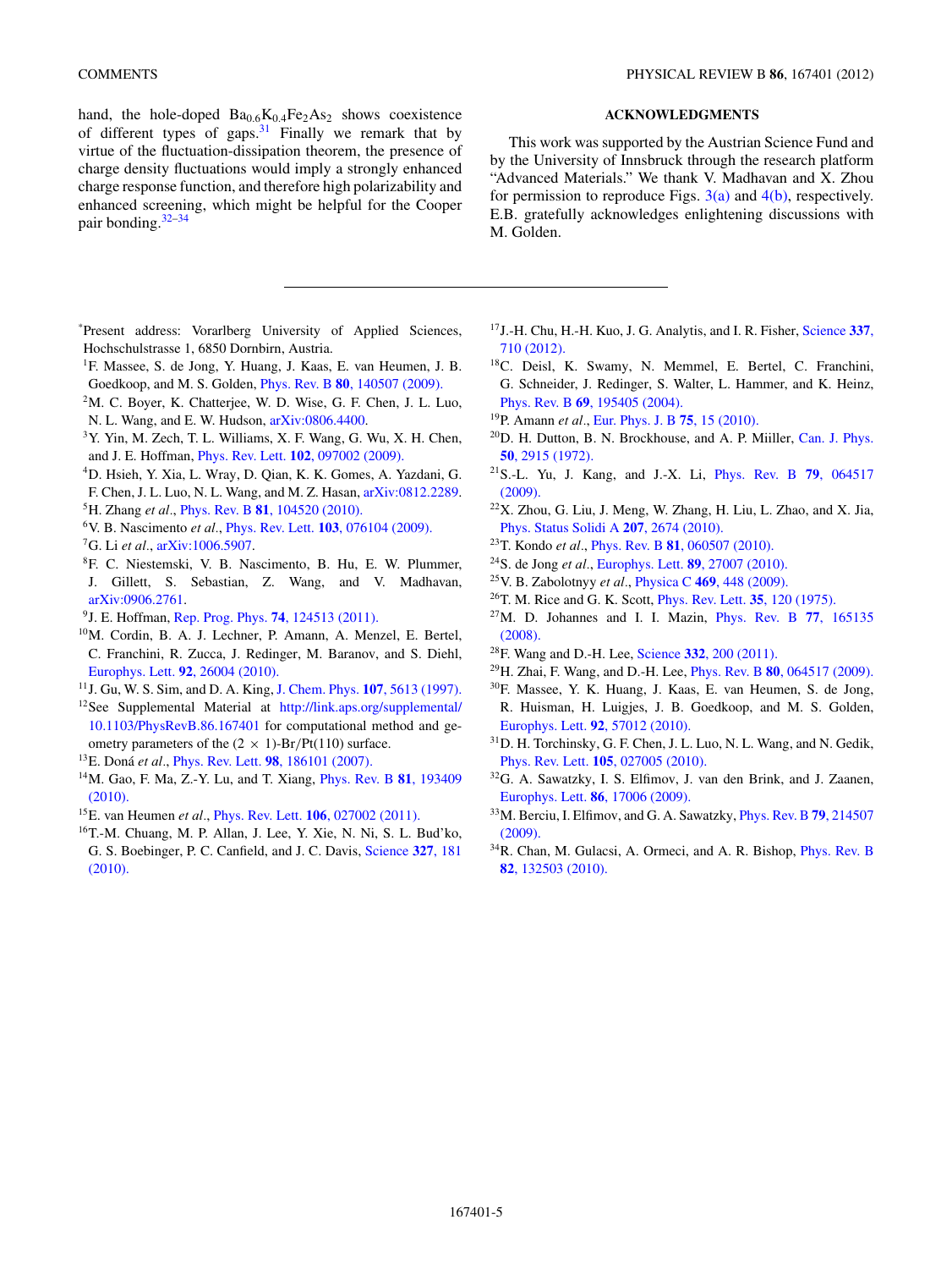hand, the hole-doped $Ba_{0.6}K_{0.4}Fe_2As_2$ shows coexistence of different types of gaps.[31] Finally we remark that by virtue of the fluctuation-dissipation theorem, the presence of charge density fluctuations would imply a strongly enhanced charge response function, and therefore high polarizability and enhanced screening, which might be helpful for the Cooper pair bonding.[32–34]

## ACKNOWLEDGMENTS

This work was supported by the Austrian Science Fund and by the University of Innsbruck through the research platform "Advanced Materials." We thank V. Madhavan and X. Zhou for permission to reproduce Figs. 3(a) and 4(b), respectively. E.B. gratefully acknowledges enlightening discussions with M. Golden.

---

*Present address: Vorarlberg University of Applied Sciences, Hochschulstrasse 1, 6850 Dornbirn, Austria.

[1] F. Massee, S. de Jong, Y. Huang, J. Kaas, E. van Heumen, J. B. Goedkoop, and M. S. Golden, Phys. Rev. B **80**, 140507 (2009).

[2] M. C. Boyer, K. Chatterjee, W. D. Wise, G. F. Chen, J. L. Luo, N. L. Wang, and E. W. Hudson, arXiv:0806.4400.

[3] Y. Yin, M. Zech, T. L. Williams, X. F. Wang, G. Wu, X. H. Chen, and J. E. Hoffman, Phys. Rev. Lett. **102**, 097002 (2009).

[4] D. Hsieh, Y. Xia, L. Wray, D. Qian, K. K. Gomes, A. Yazdani, G. F. Chen, J. L. Luo, N. L. Wang, and M. Z. Hasan, arXiv:0812.2289.

[5] H. Zhang *et al.*, Phys. Rev. B **81**, 104520 (2010).

[6] V. B. Nascimento *et al.*, Phys. Rev. Lett. **103**, 076104 (2009).

[7] G. Li *et al.*, arXiv:1006.5907.

[8] F. C. Niestemski, V. B. Nascimento, B. Hu, E. W. Plummer, J. Gillett, S. Sebastian, Z. Wang, and V. Madhavan, arXiv:0906.2761.

[9] J. E. Hoffman, Rep. Prog. Phys. **74**, 124513 (2011).

[10] M. Cordin, B. A. J. Lechner, P. Amann, A. Menzel, E. Bertel, C. Franchini, R. Zucca, J. Redinger, M. Baranov, and S. Diehl, Europhys. Lett. **92**, 26004 (2010).

[11] J. Gu, W. S. Sim, and D. A. King, J. Chem. Phys. **107**, 5613 (1997).

[12] See Supplemental Material at http://link.aps.org/supplemental/10.1103/PhysRevB.86.167401 for computational method and geometry parameters of the $(2 \times 1)$-Br/Pt(110) surface.

[13] E. Doná *et al.*, Phys. Rev. Lett. **98**, 186101 (2007).

[14] M. Gao, F. Ma, Z.-Y. Lu, and T. Xiang, Phys. Rev. B **81**, 193409 (2010).

[15] E. van Heumen *et al.*, Phys. Rev. Lett. **106**, 027002 (2011).

[16] T.-M. Chuang, M. P. Allan, J. Lee, Y. Xie, N. Ni, S. L. Bud'ko, G. S. Boebinger, P. C. Canfield, and J. C. Davis, Science **327**, 181 (2010).

[17] J.-H. Chu, H.-H. Kuo, J. G. Analytis, and I. R. Fisher, Science **337**, 710 (2012).

[18] C. Deisl, K. Swamy, N. Memmel, E. Bertel, C. Franchini, G. Schneider, J. Redinger, S. Walter, L. Hammer, and K. Heinz, Phys. Rev. B **69**, 195405 (2004).

[19] P. Amann *et al.*, Eur. Phys. J. B **75**, 15 (2010).

[20] D. H. Dutton, B. N. Brockhouse, and A. P. Miiller, Can. J. Phys. **50**, 2915 (1972).

[21] S.-L. Yu, J. Kang, and J.-X. Li, Phys. Rev. B **79**, 064517 (2009).

[22] X. Zhou, G. Liu, J. Meng, W. Zhang, H. Liu, L. Zhao, and X. Jia, Phys. Status Solidi A **207**, 2674 (2010).

[23] T. Kondo *et al.*, Phys. Rev. B **81**, 060507 (2010).

[24] S. de Jong *et al.*, Europhys. Lett. **89**, 27007 (2010).

[25] V. B. Zabolotnyy *et al.*, Physica C **469**, 448 (2009).

[26] T. M. Rice and G. K. Scott, Phys. Rev. Lett. **35**, 120 (1975).

[27] M. D. Johannes and I. I. Mazin, Phys. Rev. B **77**, 165135 (2008).

[28] F. Wang and D.-H. Lee, Science **332**, 200 (2011).

[29] H. Zhai, F. Wang, and D.-H. Lee, Phys. Rev. B **80**, 064517 (2009).

[30] F. Massee, Y. K. Huang, J. Kaas, E. van Heumen, S. de Jong, R. Huisman, H. Luigjes, J. B. Goedkoop, and M. S. Golden, Europhys. Lett. **92**, 57012 (2010).

[31] D. H. Torchinsky, G. F. Chen, J. L. Luo, N. L. Wang, and N. Gedik, Phys. Rev. Lett. **105**, 027005 (2010).

[32] G. A. Sawatzky, I. S. Elfimov, J. van den Brink, and J. Zaanen, Europhys. Lett. **86**, 17006 (2009).

[33] M. Berciu, I. Elfimov, and G. A. Sawatzky, Phys. Rev. B **79**, 214507 (2009).

[34] R. Chan, M. Gulacsi, A. Ormeci, and A. R. Bishop, Phys. Rev. B **82**, 132503 (2010).